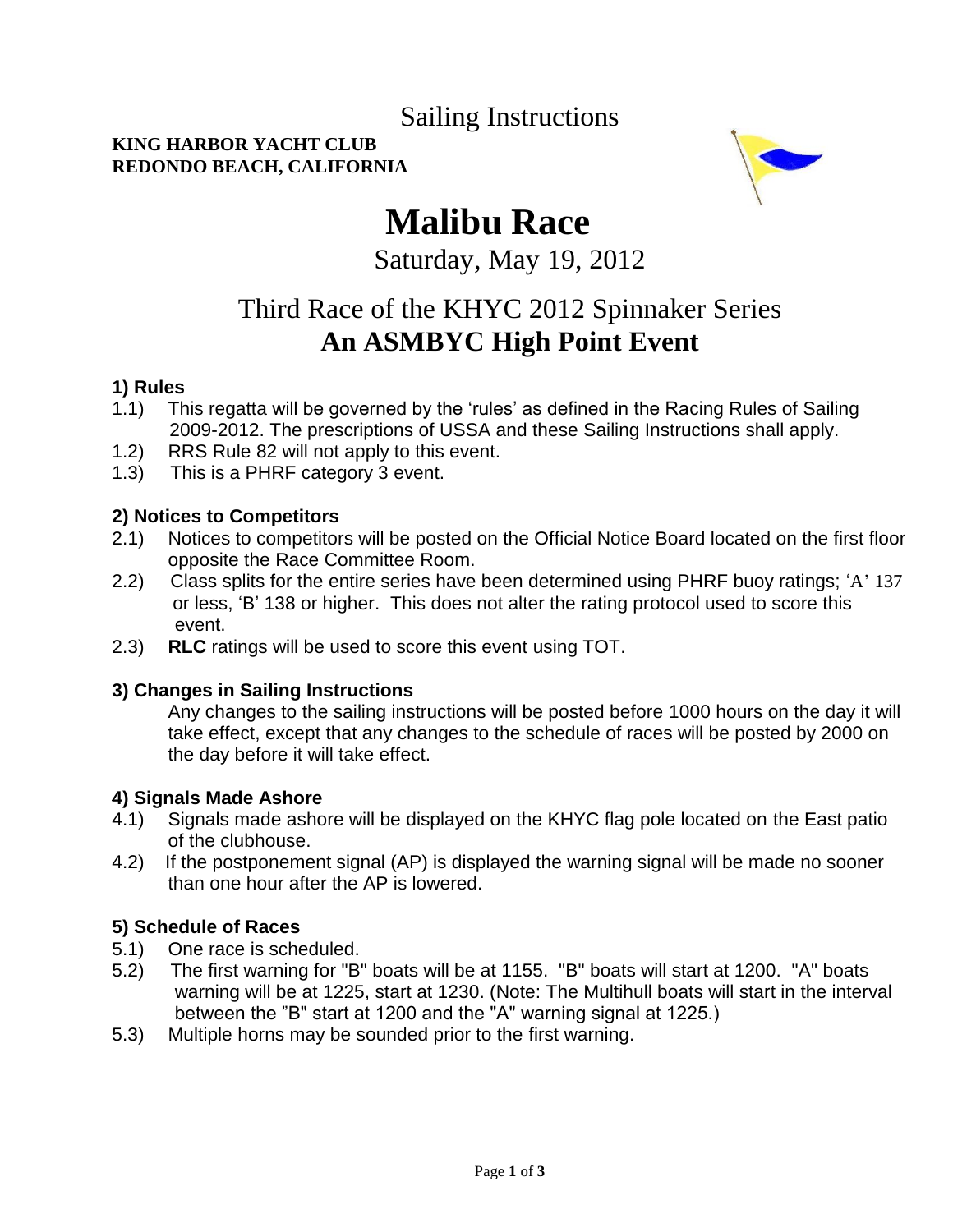Sailing Instructions

**KING HARBOR YACHT CLUB**
**REDONDO BEACH, CALIFORNIA**

# Malibu Race

Saturday, May 19, 2012

## Third Race of the KHYC 2012 Spinnaker Series
## An ASMBYC High Point Event

### 1) Rules

1.1) This regatta will be governed by the 'rules' as defined in the Racing Rules of Sailing 2009-2012. The prescriptions of USSA and these Sailing Instructions shall apply.

1.2) RRS Rule 82 will not apply to this event.

1.3) This is a PHRF category 3 event.

### 2) Notices to Competitors

2.1) Notices to competitors will be posted on the Official Notice Board located on the first floor opposite the Race Committee Room.

2.2) Class splits for the entire series have been determined using PHRF buoy ratings; 'A' 137 or less, 'B' 138 or higher. This does not alter the rating protocol used to score this event.

2.3) **RLC** ratings will be used to score this event using TOT.

### 3) Changes in Sailing Instructions

Any changes to the sailing instructions will be posted before 1000 hours on the day it will take effect, except that any changes to the schedule of races will be posted by 2000 on the day before it will take effect.

### 4) Signals Made Ashore

4.1) Signals made ashore will be displayed on the KHYC flag pole located on the East patio of the clubhouse.

4.2) If the postponement signal (AP) is displayed the warning signal will be made no sooner than one hour after the AP is lowered.

### 5) Schedule of Races

5.1) One race is scheduled.

5.2) The first warning for "B" boats will be at 1155. "B" boats will start at 1200. "A" boats warning will be at 1225, start at 1230. (Note: The Multihull boats will start in the interval between the "B" start at 1200 and the "A" warning signal at 1225.)

5.3) Multiple horns may be sounded prior to the first warning.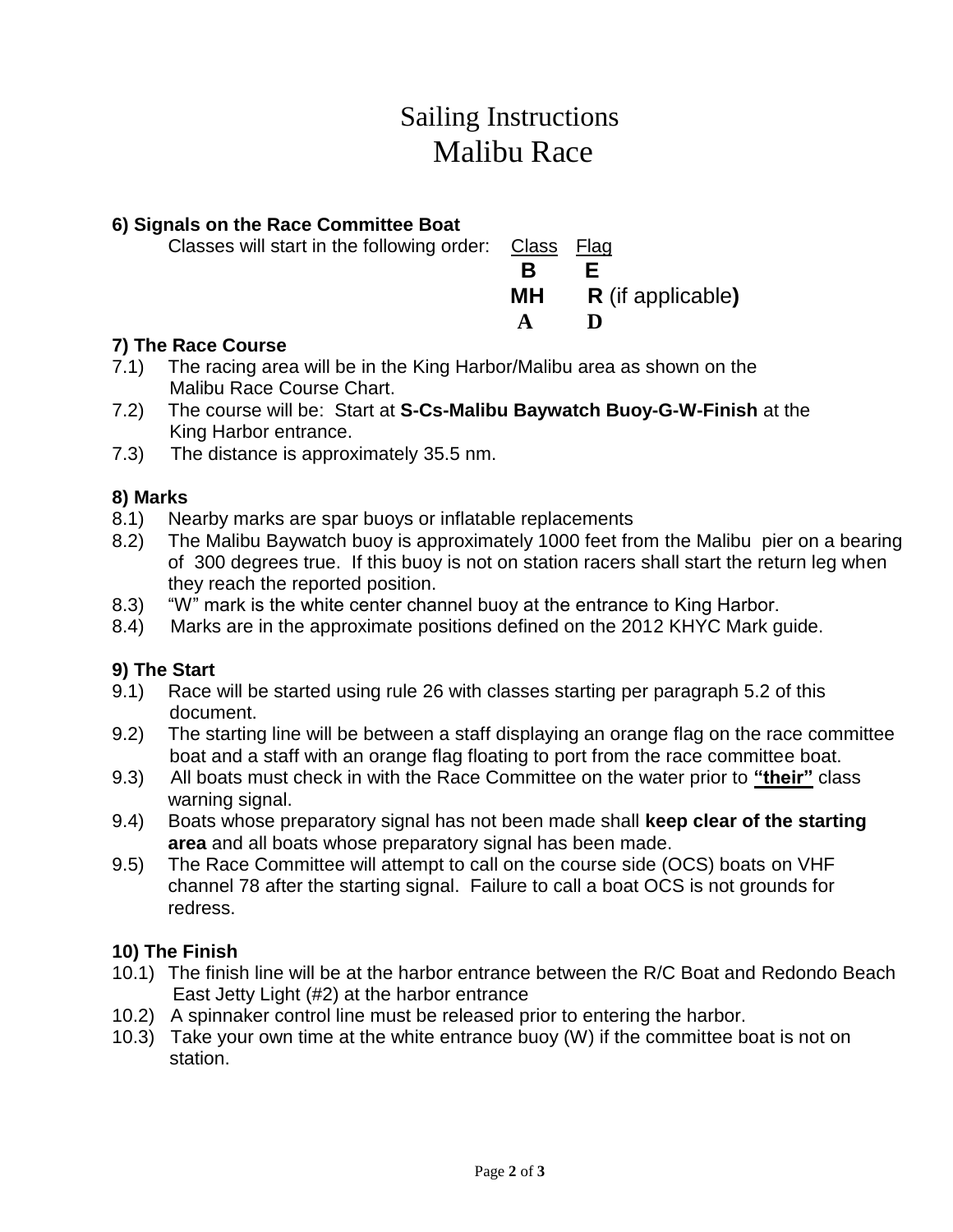# Sailing Instructions
# Malibu Race

### 6) Signals on the Race Committee Boat

Classes will start in the following order:

| Class | Flag |
|---|---|
| **B** | **E** |
| **MH** | **R** (if applicable**)** |
| **A** | **D** |

### 7) The Race Course

7.1) The racing area will be in the King Harbor/Malibu area as shown on the Malibu Race Course Chart.

7.2) The course will be: Start at **S-Cs-Malibu Baywatch Buoy-G-W-Finish** at the King Harbor entrance.

7.3) The distance is approximately 35.5 nm.

### 8) Marks

8.1) Nearby marks are spar buoys or inflatable replacements

8.2) The Malibu Baywatch buoy is approximately 1000 feet from the Malibu pier on a bearing of 300 degrees true. If this buoy is not on station racers shall start the return leg when they reach the reported position.

8.3) "W" mark is the white center channel buoy at the entrance to King Harbor.

8.4) Marks are in the approximate positions defined on the 2012 KHYC Mark guide.

### 9) The Start

9.1) Race will be started using rule 26 with classes starting per paragraph 5.2 of this document.

9.2) The starting line will be between a staff displaying an orange flag on the race committee boat and a staff with an orange flag floating to port from the race committee boat.

9.3) All boats must check in with the Race Committee on the water prior to **<u>"their"</u>** class warning signal.

9.4) Boats whose preparatory signal has not been made shall **keep clear of the starting area** and all boats whose preparatory signal has been made.

9.5) The Race Committee will attempt to call on the course side (OCS) boats on VHF channel 78 after the starting signal. Failure to call a boat OCS is not grounds for redress.

### 10) The Finish

10.1) The finish line will be at the harbor entrance between the R/C Boat and Redondo Beach East Jetty Light (#2) at the harbor entrance

10.2) A spinnaker control line must be released prior to entering the harbor.

10.3) Take your own time at the white entrance buoy (W) if the committee boat is not on station.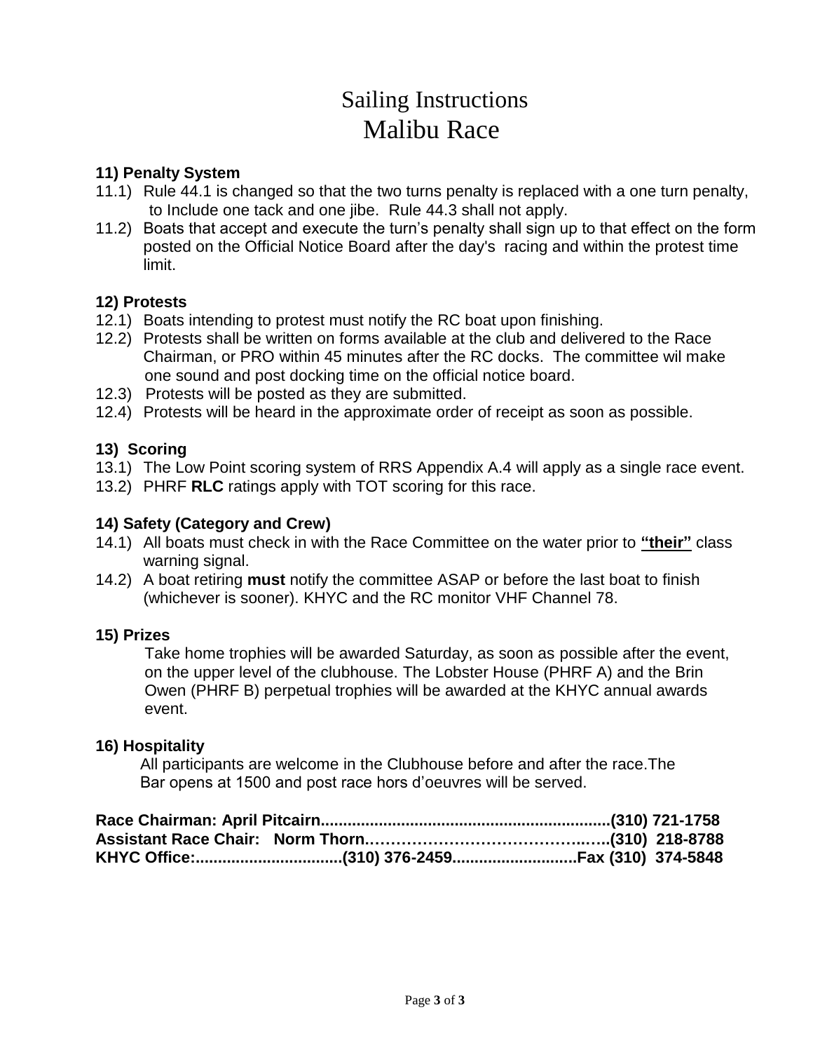# Sailing Instructions
# Malibu Race

**11) Penalty System**

11.1) Rule 44.1 is changed so that the two turns penalty is replaced with a one turn penalty, to Include one tack and one jibe. Rule 44.3 shall not apply.

11.2) Boats that accept and execute the turn's penalty shall sign up to that effect on the form posted on the Official Notice Board after the day's racing and within the protest time limit.

**12) Protests**

12.1) Boats intending to protest must notify the RC boat upon finishing.

12.2) Protests shall be written on forms available at the club and delivered to the Race Chairman, or PRO within 45 minutes after the RC docks. The committee wil make one sound and post docking time on the official notice board.

12.3) Protests will be posted as they are submitted.

12.4) Protests will be heard in the approximate order of receipt as soon as possible.

**13) Scoring**

13.1) The Low Point scoring system of RRS Appendix A.4 will apply as a single race event.

13.2) PHRF **RLC** ratings apply with TOT scoring for this race.

**14) Safety (Category and Crew)**

14.1) All boats must check in with the Race Committee on the water prior to **"their"** class warning signal.

14.2) A boat retiring **must** notify the committee ASAP or before the last boat to finish (whichever is sooner). KHYC and the RC monitor VHF Channel 78.

**15) Prizes**

Take home trophies will be awarded Saturday, as soon as possible after the event, on the upper level of the clubhouse. The Lobster House (PHRF A) and the Brin Owen (PHRF B) perpetual trophies will be awarded at the KHYC annual awards event.

**16) Hospitality**

All participants are welcome in the Clubhouse before and after the race.The Bar opens at 1500 and post race hors d'oeuvres will be served.

**Race Chairman: April Pitcairn..................................................................(310) 721-1758**
**Assistant Race Chair: Norm Thorn.……………………………………..…..(310) 218-8788**
**KHYC Office:.................................(310) 376-2459...........................Fax (310) 374-5848**